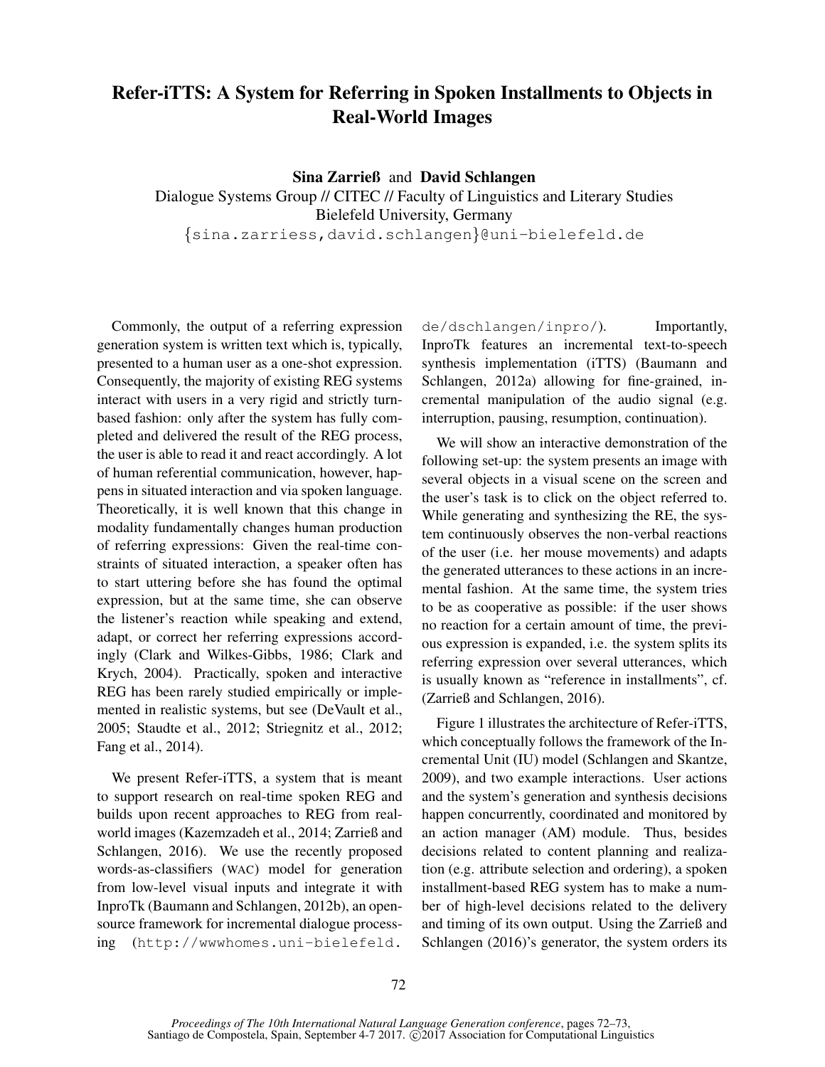# Refer-iTTS: A System for Referring in Spoken Installments to Objects in Real-World Images

**Sina Zarrieß** and **David Schlangen**
Dialogue Systems Group // CITEC // Faculty of Linguistics and Literary Studies
Bielefeld University, Germany
{sina.zarriess,david.schlangen}@uni-bielefeld.de

Commonly, the output of a referring expression generation system is written text which is, typically, presented to a human user as a one-shot expression. Consequently, the majority of existing REG systems interact with users in a very rigid and strictly turn-based fashion: only after the system has fully completed and delivered the result of the REG process, the user is able to read it and react accordingly. A lot of human referential communication, however, happens in situated interaction and via spoken language. Theoretically, it is well known that this change in modality fundamentally changes human production of referring expressions: Given the real-time constraints of situated interaction, a speaker often has to start uttering before she has found the optimal expression, but at the same time, she can observe the listener's reaction while speaking and extend, adapt, or correct her referring expressions accordingly (Clark and Wilkes-Gibbs, 1986; Clark and Krych, 2004). Practically, spoken and interactive REG has been rarely studied empirically or implemented in realistic systems, but see (DeVault et al., 2005; Staudte et al., 2012; Striegnitz et al., 2012; Fang et al., 2014).

We present Refer-iTTS, a system that is meant to support research on real-time spoken REG and builds upon recent approaches to REG from real-world images (Kazemzadeh et al., 2014; Zarrieß and Schlangen, 2016). We use the recently proposed words-as-classifiers (WAC) model for generation from low-level visual inputs and integrate it with InproTk (Baumann and Schlangen, 2012b), an open-source framework for incremental dialogue processing (http://wwwhomes.uni-bielefeld.de/dschlangen/inpro/). Importantly, InproTk features an incremental text-to-speech synthesis implementation (iTTS) (Baumann and Schlangen, 2012a) allowing for fine-grained, incremental manipulation of the audio signal (e.g. interruption, pausing, resumption, continuation).

We will show an interactive demonstration of the following set-up: the system presents an image with several objects in a visual scene on the screen and the user's task is to click on the object referred to. While generating and synthesizing the RE, the system continuously observes the non-verbal reactions of the user (i.e. her mouse movements) and adapts the generated utterances to these actions in an incremental fashion. At the same time, the system tries to be as cooperative as possible: if the user shows no reaction for a certain amount of time, the previous expression is expanded, i.e. the system splits its referring expression over several utterances, which is usually known as "reference in installments", cf. (Zarrieß and Schlangen, 2016).

Figure 1 illustrates the architecture of Refer-iTTS, which conceptually follows the framework of the Incremental Unit (IU) model (Schlangen and Skantze, 2009), and two example interactions. User actions and the system's generation and synthesis decisions happen concurrently, coordinated and monitored by an action manager (AM) module. Thus, besides decisions related to content planning and realization (e.g. attribute selection and ordering), a spoken installment-based REG system has to make a number of high-level decisions related to the delivery and timing of its own output. Using the Zarrieß and Schlangen (2016)'s generator, the system orders its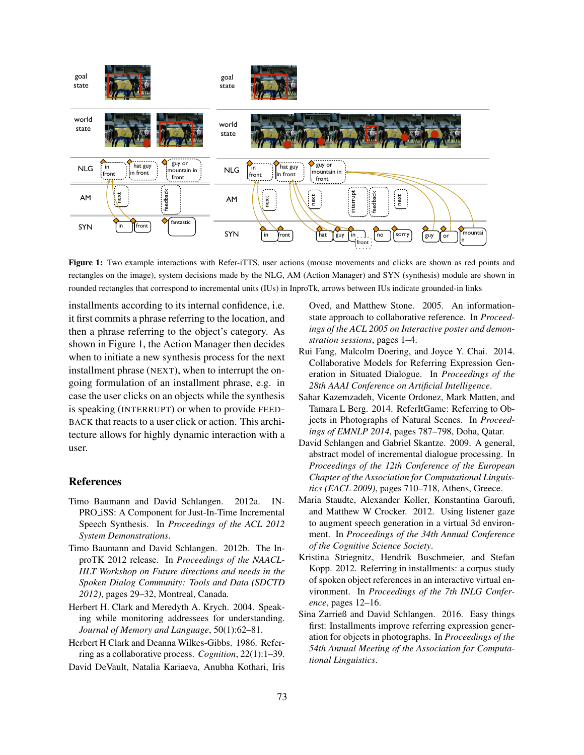goal state

world state

NLG

AM

SYN

in front

hat guy in front

guy or mountain in front

next

feedback

in

front

fantastic

goal state

world state

NLG

AM

SYN

in front

hat guy in front

guy or mountain in front

next

next

interrupt

feedback

next

in

front

hat

guy

in

front

no

sorry

guy

or

mountain

**Figure 1:** Two example interactions with Refer-iTTS, user actions (mouse movements and clicks are shown as red points and rectangles on the image), system decisions made by the NLG, AM (Action Manager) and SYN (synthesis) module are shown in rounded rectangles that correspond to incremental units (IUs) in InproTk, arrows between IUs indicate grounded-in links

installments according to its internal confidence, i.e. it first commits a phrase referring to the location, and then a phrase referring to the object's category. As shown in Figure 1, the Action Manager then decides when to initiate a new synthesis process for the next installment phrase (NEXT), when to interrupt the ongoing formulation of an installment phrase, e.g. in case the user clicks on an objects while the synthesis is speaking (INTERRUPT) or when to provide FEEDBACK that reacts to a user click or action. This architecture allows for highly dynamic interaction with a user.

## References

Timo Baumann and David Schlangen. 2012a. INPRO_iSS: A Component for Just-In-Time Incremental Speech Synthesis. In *Proceedings of the ACL 2012 System Demonstrations*.

Timo Baumann and David Schlangen. 2012b. The InproTK 2012 release. In *Proceedings of the NAACL-HLT Workshop on Future directions and needs in the Spoken Dialog Community: Tools and Data (SDCTD 2012)*, pages 29–32, Montreal, Canada.

Herbert H. Clark and Meredyth A. Krych. 2004. Speaking while monitoring addressees for understanding. *Journal of Memory and Language*, 50(1):62–81.

Herbert H Clark and Deanna Wilkes-Gibbs. 1986. Referring as a collaborative process. *Cognition*, 22(1):1–39.

David DeVault, Natalia Kariaeva, Anubha Kothari, Iris Oved, and Matthew Stone. 2005. An information-state approach to collaborative reference. In *Proceedings of the ACL 2005 on Interactive poster and demonstration sessions*, pages 1–4.

Rui Fang, Malcolm Doering, and Joyce Y. Chai. 2014. Collaborative Models for Referring Expression Generation in Situated Dialogue. In *Proceedings of the 28th AAAI Conference on Artificial Intelligence*.

Sahar Kazemzadeh, Vicente Ordonez, Mark Matten, and Tamara L Berg. 2014. ReferItGame: Referring to Objects in Photographs of Natural Scenes. In *Proceedings of EMNLP 2014*, pages 787–798, Doha, Qatar.

David Schlangen and Gabriel Skantze. 2009. A general, abstract model of incremental dialogue processing. In *Proceedings of the 12th Conference of the European Chapter of the Association for Computational Linguistics (EACL 2009)*, pages 710–718, Athens, Greece.

Maria Staudte, Alexander Koller, Konstantina Garoufi, and Matthew W Crocker. 2012. Using listener gaze to augment speech generation in a virtual 3d environment. In *Proceedings of the 34th Annual Conference of the Cognitive Science Society*.

Kristina Striegnitz, Hendrik Buschmeier, and Stefan Kopp. 2012. Referring in installments: a corpus study of spoken object references in an interactive virtual environment. In *Proceedings of the 7th INLG Conference*, pages 12–16.

Sina Zarrieß and David Schlangen. 2016. Easy things first: Installments improve referring expression generation for objects in photographs. In *Proceedings of the 54th Annual Meeting of the Association for Computational Linguistics*.